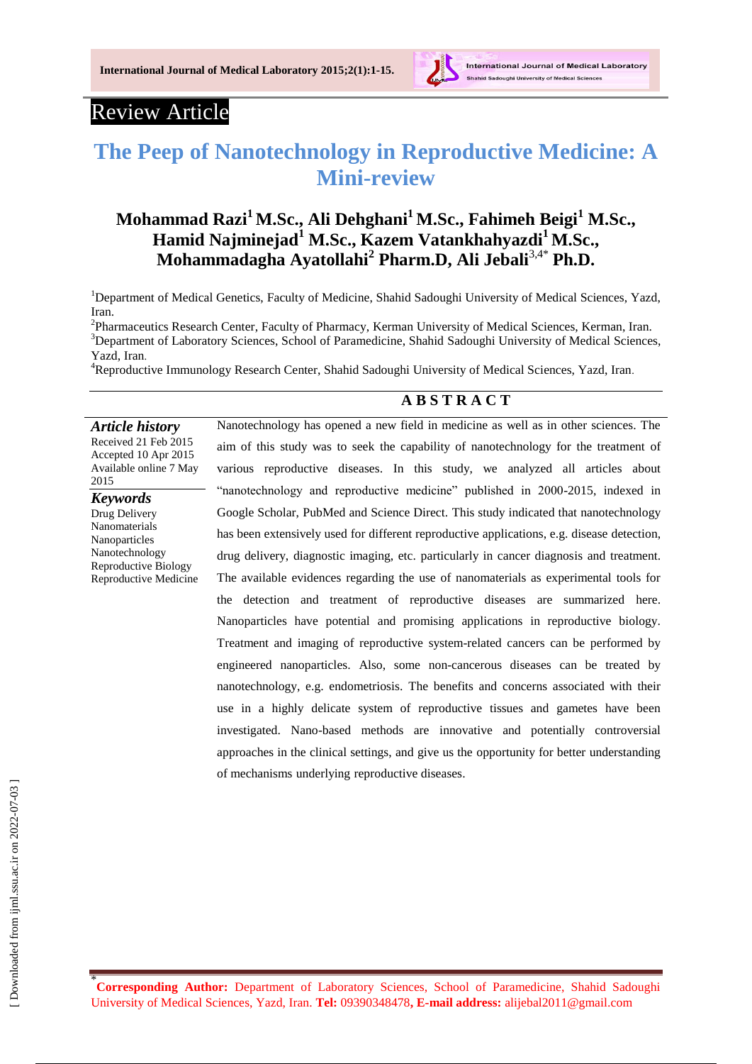Review Article

# The Peep of Nanotechnology in Reproductive Medicine: A Mini-review

**Mohammad Razi[1] M.Sc., Ali Dehghani[1] M.Sc., Fahimeh Beigi[1] M.Sc., Hamid Najminejad[1] M.Sc., Kazem Vatankhahyazdi[1] M.Sc., Mohammadagha Ayatollahi[2] Pharm.D, Ali Jebali[3,4*] Ph.D.**

[1]Department of Medical Genetics, Faculty of Medicine, Shahid Sadoughi University of Medical Sciences, Yazd, Iran.

[2]Pharmaceutics Research Center, Faculty of Pharmacy, Kerman University of Medical Sciences, Kerman, Iran.

[3]Department of Laboratory Sciences, School of Paramedicine, Shahid Sadoughi University of Medical Sciences, Yazd, Iran.

[4]Reproductive Immunology Research Center, Shahid Sadoughi University of Medical Sciences, Yazd, Iran.

## ABSTRACT

***Article history***
Received 21 Feb 2015
Accepted 10 Apr 2015
Available online 7 May 2015

***Keywords***
Drug Delivery
Nanomaterials
Nanoparticles
Nanotechnology
Reproductive Biology
Reproductive Medicine

Nanotechnology has opened a new field in medicine as well as in other sciences. The aim of this study was to seek the capability of nanotechnology for the treatment of various reproductive diseases. In this study, we analyzed all articles about "nanotechnology and reproductive medicine" published in 2000-2015, indexed in Google Scholar, PubMed and Science Direct. This study indicated that nanotechnology has been extensively used for different reproductive applications, e.g. disease detection, drug delivery, diagnostic imaging, etc. particularly in cancer diagnosis and treatment. The available evidences regarding the use of nanomaterials as experimental tools for the detection and treatment of reproductive diseases are summarized here. Nanoparticles have potential and promising applications in reproductive biology. Treatment and imaging of reproductive system-related cancers can be performed by engineered nanoparticles. Also, some non-cancerous diseases can be treated by nanotechnology, e.g. endometriosis. The benefits and concerns associated with their use in a highly delicate system of reproductive tissues and gametes have been investigated. Nano-based methods are innovative and potentially controversial approaches in the clinical settings, and give us the opportunity for better understanding of mechanisms underlying reproductive diseases.

[*] **Corresponding Author:** Department of Laboratory Sciences, School of Paramedicine, Shahid Sadoughi University of Medical Sciences, Yazd, Iran. **Tel:** 09390348478**, E-mail address:** alijebal2011@gmail.com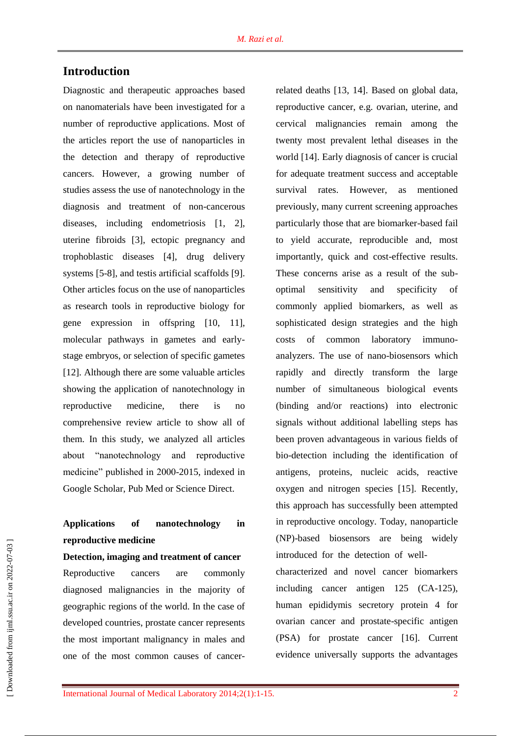## Introduction

Diagnostic and therapeutic approaches based on nanomaterials have been investigated for a number of reproductive applications. Most of the articles report the use of nanoparticles in the detection and therapy of reproductive cancers. However, a growing number of studies assess the use of nanotechnology in the diagnosis and treatment of non-cancerous diseases, including endometriosis [1, 2], uterine fibroids [3], ectopic pregnancy and trophoblastic diseases [4], drug delivery systems [5-8], and testis artificial scaffolds [9]. Other articles focus on the use of nanoparticles as research tools in reproductive biology for gene expression in offspring [10, 11], molecular pathways in gametes and early-stage embryos, or selection of specific gametes [12]. Although there are some valuable articles showing the application of nanotechnology in reproductive medicine, there is no comprehensive review article to show all of them. In this study, we analyzed all articles about "nanotechnology and reproductive medicine" published in 2000-2015, indexed in Google Scholar, Pub Med or Science Direct.

### Applications of nanotechnology in reproductive medicine

#### Detection, imaging and treatment of cancer

Reproductive cancers are commonly diagnosed malignancies in the majority of geographic regions of the world. In the case of developed countries, prostate cancer represents the most important malignancy in males and one of the most common causes of cancer-related deaths [13, 14]. Based on global data, reproductive cancer, e.g. ovarian, uterine, and cervical malignancies remain among the twenty most prevalent lethal diseases in the world [14]. Early diagnosis of cancer is crucial for adequate treatment success and acceptable survival rates. However, as mentioned previously, many current screening approaches particularly those that are biomarker-based fail to yield accurate, reproducible and, most importantly, quick and cost-effective results. These concerns arise as a result of the sub-optimal sensitivity and specificity of commonly applied biomarkers, as well as sophisticated design strategies and the high costs of common laboratory immuno-analyzers. The use of nano-biosensors which rapidly and directly transform the large number of simultaneous biological events (binding and/or reactions) into electronic signals without additional labelling steps has been proven advantageous in various fields of bio-detection including the identification of antigens, proteins, nucleic acids, reactive oxygen and nitrogen species [15]. Recently, this approach has successfully been attempted in reproductive oncology. Today, nanoparticle (NP)-based biosensors are being widely introduced for the detection of well-characterized and novel cancer biomarkers including cancer antigen 125 (CA-125), human epididymis secretory protein 4 for ovarian cancer and prostate-specific antigen (PSA) for prostate cancer [16]. Current evidence universally supports the advantages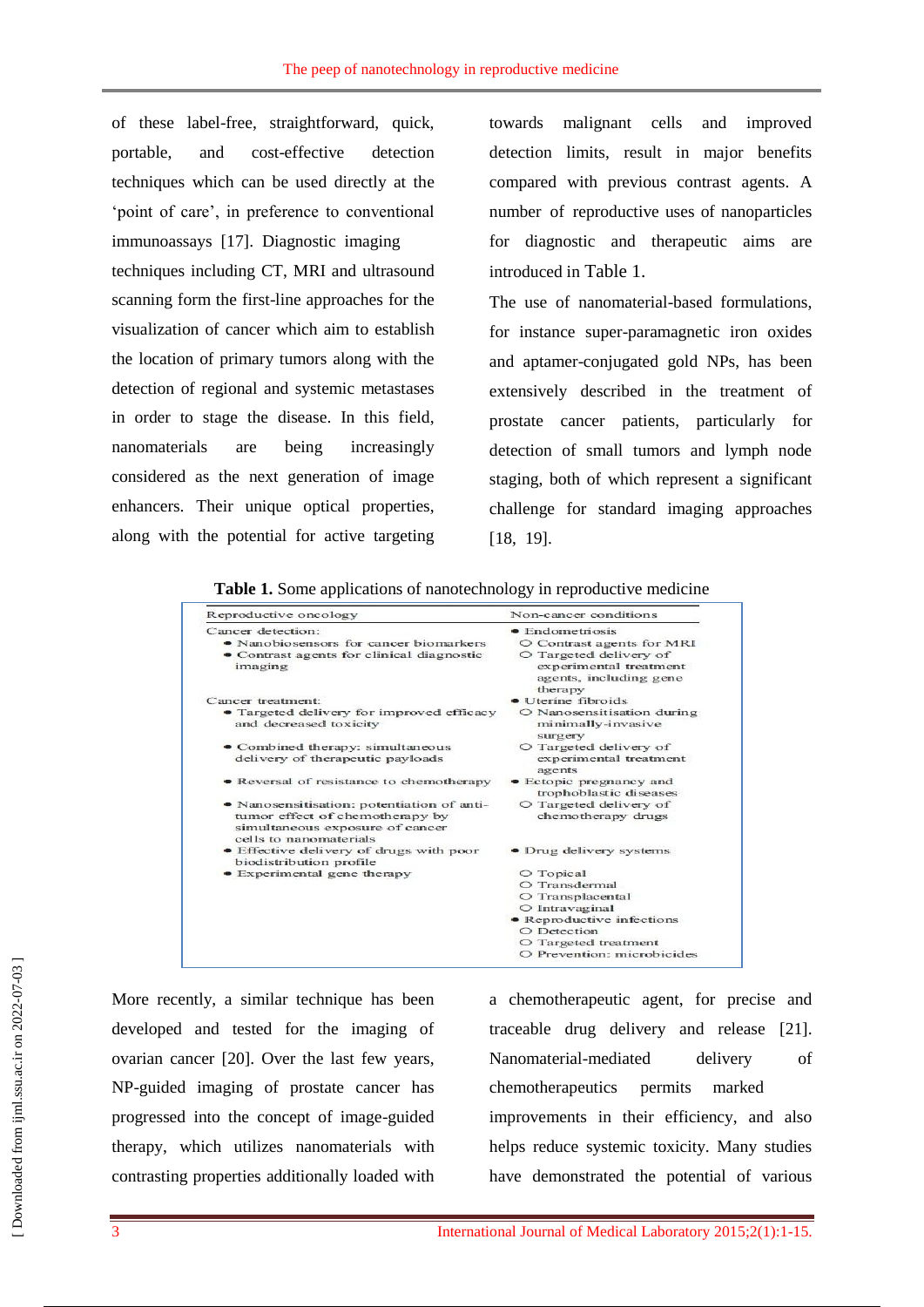of these label-free, straightforward, quick, portable, and cost-effective detection techniques which can be used directly at the 'point of care', in preference to conventional immunoassays [17]. Diagnostic imaging techniques including CT, MRI and ultrasound scanning form the first-line approaches for the visualization of cancer which aim to establish the location of primary tumors along with the detection of regional and systemic metastases in order to stage the disease. In this field, nanomaterials are being increasingly considered as the next generation of image enhancers. Their unique optical properties, along with the potential for active targeting towards malignant cells and improved detection limits, result in major benefits compared with previous contrast agents. A number of reproductive uses of nanoparticles for diagnostic and therapeutic aims are introduced in Table 1.

The use of nanomaterial-based formulations, for instance super-paramagnetic iron oxides and aptamer-conjugated gold NPs, has been extensively described in the treatment of prostate cancer patients, particularly for detection of small tumors and lymph node staging, both of which represent a significant challenge for standard imaging approaches [18, 19].

**Table 1.** Some applications of nanotechnology in reproductive medicine

| Reproductive oncology | Non-cancer conditions |
|---|---|
| Cancer detection: | • Endometriosis |
| • Nanobiosensors for cancer biomarkers | ○ Contrast agents for MRI |
| • Contrast agents for clinical diagnostic imaging | ○ Targeted delivery of experimental treatment agents, including gene therapy |
| Cancer treatment: | • Uterine fibroids |
| • Targeted delivery for improved efficacy and decreased toxicity | ○ Nanosensitisation during minimally-invasive surgery |
| • Combined therapy: simultaneous delivery of therapeutic payloads | ○ Targeted delivery of experimental treatment agents |
| • Reversal of resistance to chemotherapy | • Ectopic pregnancy and trophoblastic diseases |
| • Nanosensitisation: potentiation of anti-tumor effect of chemotherapy by simultaneous exposure of cancer cells to nanomaterials | ○ Targeted delivery of chemotherapy drugs |
| • Effective delivery of drugs with poor biodistribution profile | • Drug delivery systems |
| • Experimental gene therapy | ○ Topical |
| | ○ Transdermal |
| | ○ Transplacental |
| | ○ Intravaginal |
| | • Reproductive infections |
| | ○ Detection |
| | ○ Targeted treatment |
| | ○ Prevention: microbicides |

More recently, a similar technique has been developed and tested for the imaging of ovarian cancer [20]. Over the last few years, NP-guided imaging of prostate cancer has progressed into the concept of image-guided therapy, which utilizes nanomaterials with contrasting properties additionally loaded with a chemotherapeutic agent, for precise and traceable drug delivery and release [21]. Nanomaterial-mediated delivery of chemotherapeutics permits marked improvements in their efficiency, and also helps reduce systemic toxicity. Many studies have demonstrated the potential of various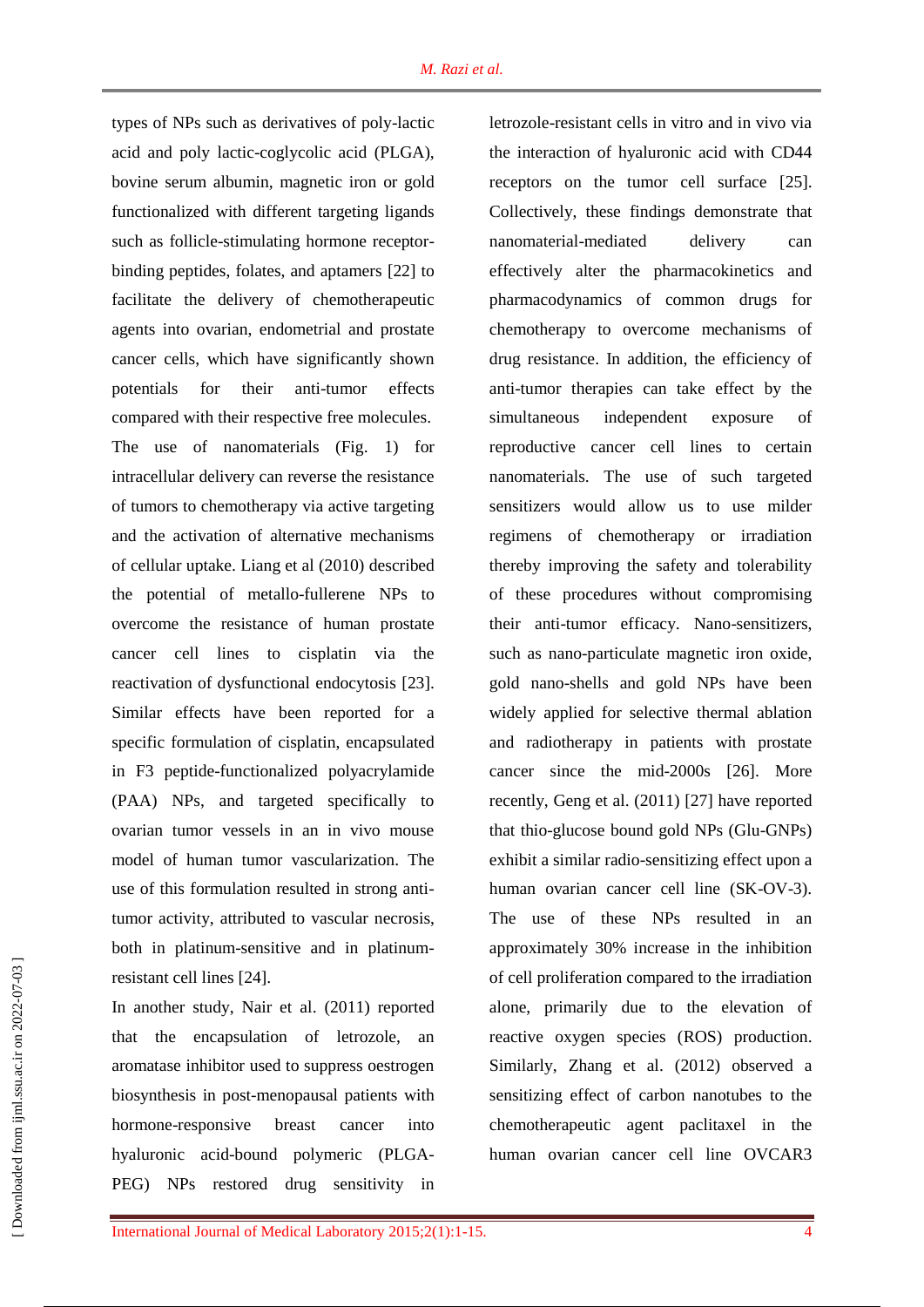types of NPs such as derivatives of poly-lactic acid and poly lactic-coglycolic acid (PLGA), bovine serum albumin, magnetic iron or gold functionalized with different targeting ligands such as follicle-stimulating hormone receptor-binding peptides, folates, and aptamers [22] to facilitate the delivery of chemotherapeutic agents into ovarian, endometrial and prostate cancer cells, which have significantly shown potentials for their anti-tumor effects compared with their respective free molecules.

The use of nanomaterials (Fig. 1) for intracellular delivery can reverse the resistance of tumors to chemotherapy via active targeting and the activation of alternative mechanisms of cellular uptake. Liang et al (2010) described the potential of metallo-fullerene NPs to overcome the resistance of human prostate cancer cell lines to cisplatin via the reactivation of dysfunctional endocytosis [23]. Similar effects have been reported for a specific formulation of cisplatin, encapsulated in F3 peptide-functionalized polyacrylamide (PAA) NPs, and targeted specifically to ovarian tumor vessels in an in vivo mouse model of human tumor vascularization. The use of this formulation resulted in strong anti-tumor activity, attributed to vascular necrosis, both in platinum-sensitive and in platinum-resistant cell lines [24].

In another study, Nair et al. (2011) reported that the encapsulation of letrozole, an aromatase inhibitor used to suppress oestrogen biosynthesis in post-menopausal patients with hormone-responsive breast cancer into hyaluronic acid-bound polymeric (PLGA-PEG) NPs restored drug sensitivity in letrozole-resistant cells in vitro and in vivo via the interaction of hyaluronic acid with CD44 receptors on the tumor cell surface [25]. Collectively, these findings demonstrate that nanomaterial-mediated delivery can effectively alter the pharmacokinetics and pharmacodynamics of common drugs for chemotherapy to overcome mechanisms of drug resistance. In addition, the efficiency of anti-tumor therapies can take effect by the simultaneous independent exposure of reproductive cancer cell lines to certain nanomaterials. The use of such targeted sensitizers would allow us to use milder regimens of chemotherapy or irradiation thereby improving the safety and tolerability of these procedures without compromising their anti-tumor efficacy. Nano-sensitizers, such as nano-particulate magnetic iron oxide, gold nano-shells and gold NPs have been widely applied for selective thermal ablation and radiotherapy in patients with prostate cancer since the mid-2000s [26]. More recently, Geng et al. (2011) [27] have reported that thio-glucose bound gold NPs (Glu-GNPs) exhibit a similar radio-sensitizing effect upon a human ovarian cancer cell line (SK-OV-3). The use of these NPs resulted in an approximately 30% increase in the inhibition of cell proliferation compared to the irradiation alone, primarily due to the elevation of reactive oxygen species (ROS) production. Similarly, Zhang et al. (2012) observed a sensitizing effect of carbon nanotubes to the chemotherapeutic agent paclitaxel in the human ovarian cancer cell line OVCAR3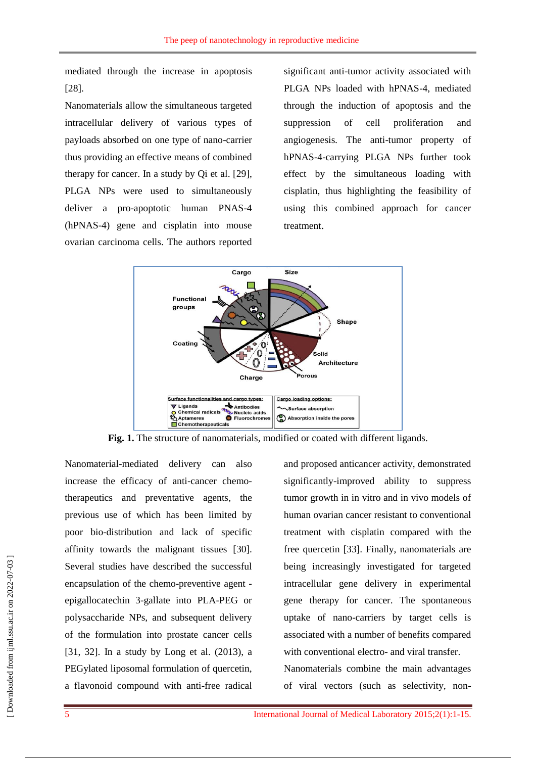mediated through the increase in apoptosis [28].

Nanomaterials allow the simultaneous targeted intracellular delivery of various types of payloads absorbed on one type of nano-carrier thus providing an effective means of combined therapy for cancer. In a study by Qi et al. [29], PLGA NPs were used to simultaneously deliver a pro-apoptotic human PNAS-4 (hPNAS-4) gene and cisplatin into mouse ovarian carcinoma cells. The authors reported significant anti-tumor activity associated with PLGA NPs loaded with hPNAS-4, mediated through the induction of apoptosis and the suppression of cell proliferation and angiogenesis. The anti-tumor property of hPNAS-4-carrying PLGA NPs further took effect by the simultaneous loading with cisplatin, thus highlighting the feasibility of using this combined approach for cancer treatment.

**Fig. 1.** The structure of nanomaterials, modified or coated with different ligands.

Nanomaterial-mediated delivery can also increase the efficacy of anti-cancer chemo-therapeutics and preventative agents, the previous use of which has been limited by poor bio-distribution and lack of specific affinity towards the malignant tissues [30]. Several studies have described the successful encapsulation of the chemo-preventive agent - epigallocatechin 3-gallate into PLA-PEG or polysaccharide NPs, and subsequent delivery of the formulation into prostate cancer cells [31, 32]. In a study by Long et al. (2013), a PEGylated liposomal formulation of quercetin, a flavonoid compound with anti-free radical and proposed anticancer activity, demonstrated significantly-improved ability to suppress tumor growth in in vitro and in vivo models of human ovarian cancer resistant to conventional treatment with cisplatin compared with the free quercetin [33]. Finally, nanomaterials are being increasingly investigated for targeted intracellular gene delivery in experimental gene therapy for cancer. The spontaneous uptake of nano-carriers by target cells is associated with a number of benefits compared with conventional electro- and viral transfer.

Nanomaterials combine the main advantages of viral vectors (such as selectivity, non-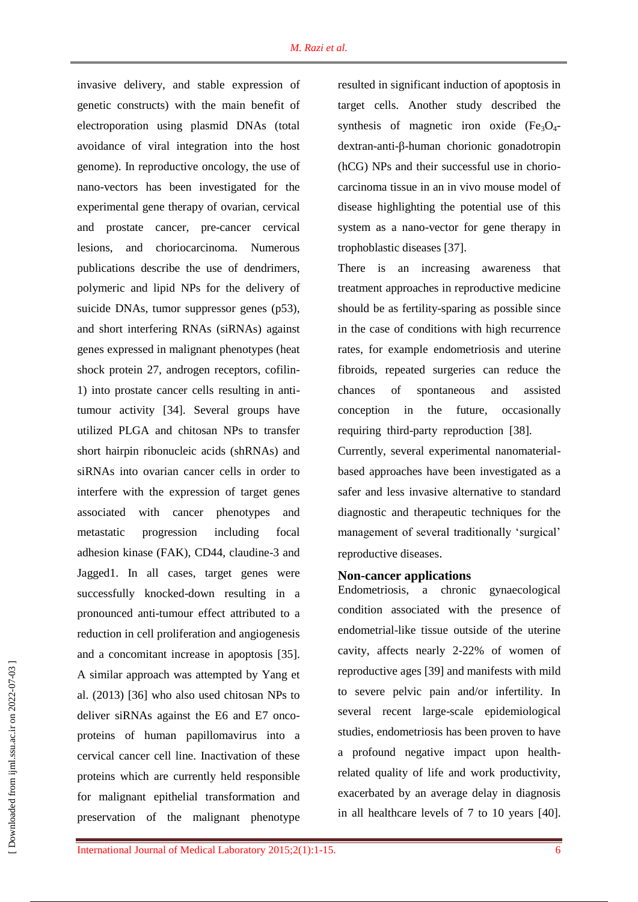invasive delivery, and stable expression of genetic constructs) with the main benefit of electroporation using plasmid DNAs (total avoidance of viral integration into the host genome). In reproductive oncology, the use of nano-vectors has been investigated for the experimental gene therapy of ovarian, cervical and prostate cancer, pre-cancer cervical lesions, and choriocarcinoma. Numerous publications describe the use of dendrimers, polymeric and lipid NPs for the delivery of suicide DNAs, tumor suppressor genes (p53), and short interfering RNAs (siRNAs) against genes expressed in malignant phenotypes (heat shock protein 27, androgen receptors, cofilin-1) into prostate cancer cells resulting in anti-tumour activity [34]. Several groups have utilized PLGA and chitosan NPs to transfer short hairpin ribonucleic acids (shRNAs) and siRNAs into ovarian cancer cells in order to interfere with the expression of target genes associated with cancer phenotypes and metastatic progression including focal adhesion kinase (FAK), CD44, claudine-3 and Jagged1. In all cases, target genes were successfully knocked-down resulting in a pronounced anti-tumour effect attributed to a reduction in cell proliferation and angiogenesis and a concomitant increase in apoptosis [35]. A similar approach was attempted by Yang et al. (2013) [36] who also used chitosan NPs to deliver siRNAs against the E6 and E7 onco-proteins of human papillomavirus into a cervical cancer cell line. Inactivation of these proteins which are currently held responsible for malignant epithelial transformation and preservation of the malignant phenotype resulted in significant induction of apoptosis in target cells. Another study described the synthesis of magnetic iron oxide ($Fe_3O_4$-dextran-anti-β-human chorionic gonadotropin (hCG) NPs and their successful use in chorio-carcinoma tissue in an in vivo mouse model of disease highlighting the potential use of this system as a nano-vector for gene therapy in trophoblastic diseases [37].

There is an increasing awareness that treatment approaches in reproductive medicine should be as fertility-sparing as possible since in the case of conditions with high recurrence rates, for example endometriosis and uterine fibroids, repeated surgeries can reduce the chances of spontaneous and assisted conception in the future, occasionally requiring third-party reproduction [38].

Currently, several experimental nanomaterial-based approaches have been investigated as a safer and less invasive alternative to standard diagnostic and therapeutic techniques for the management of several traditionally 'surgical' reproductive diseases.

## Non-cancer applications

Endometriosis, a chronic gynaecological condition associated with the presence of endometrial-like tissue outside of the uterine cavity, affects nearly 2-22% of women of reproductive ages [39] and manifests with mild to severe pelvic pain and/or infertility. In several recent large-scale epidemiological studies, endometriosis has been proven to have a profound negative impact upon health-related quality of life and work productivity, exacerbated by an average delay in diagnosis in all healthcare levels of 7 to 10 years [40].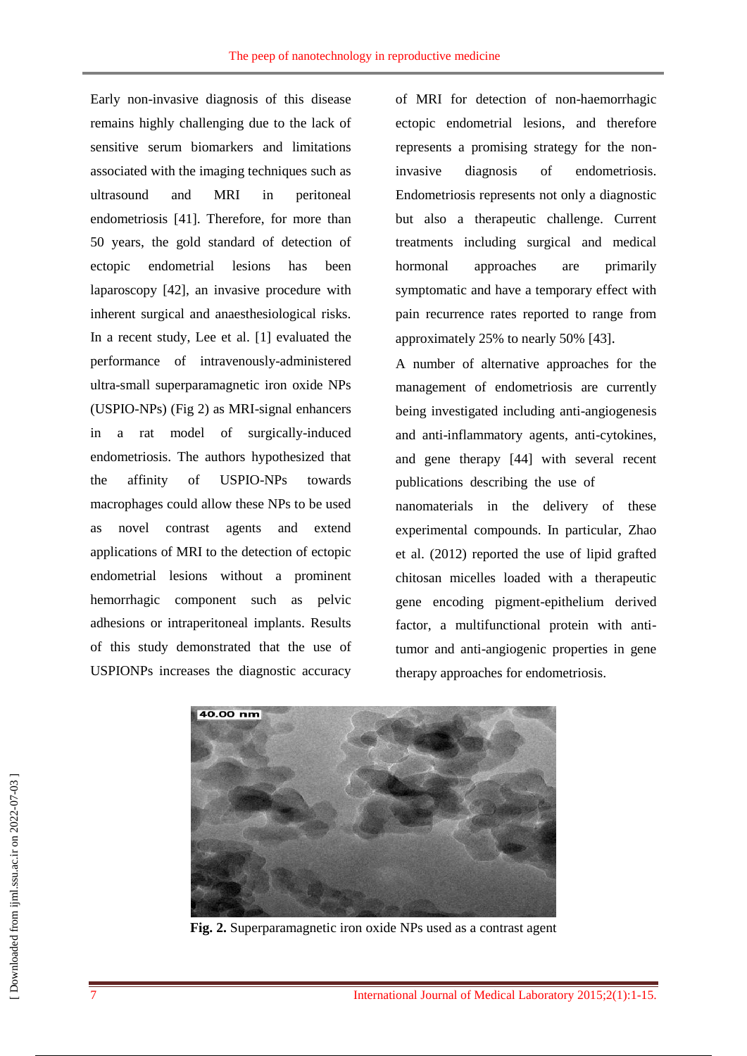Early non-invasive diagnosis of this disease remains highly challenging due to the lack of sensitive serum biomarkers and limitations associated with the imaging techniques such as ultrasound and MRI in peritoneal endometriosis [41]. Therefore, for more than 50 years, the gold standard of detection of ectopic endometrial lesions has been laparoscopy [42], an invasive procedure with inherent surgical and anaesthesiological risks. In a recent study, Lee et al. [1] evaluated the performance of intravenously-administered ultra-small superparamagnetic iron oxide NPs (USPIO-NPs) (Fig 2) as MRI-signal enhancers in a rat model of surgically-induced endometriosis. The authors hypothesized that the affinity of USPIO-NPs towards macrophages could allow these NPs to be used as novel contrast agents and extend applications of MRI to the detection of ectopic endometrial lesions without a prominent hemorrhagic component such as pelvic adhesions or intraperitoneal implants. Results of this study demonstrated that the use of USPIONPs increases the diagnostic accuracy of MRI for detection of non-haemorrhagic ectopic endometrial lesions, and therefore represents a promising strategy for the non-invasive diagnosis of endometriosis. Endometriosis represents not only a diagnostic but also a therapeutic challenge. Current treatments including surgical and medical hormonal approaches are primarily symptomatic and have a temporary effect with pain recurrence rates reported to range from approximately 25% to nearly 50% [43].

A number of alternative approaches for the management of endometriosis are currently being investigated including anti-angiogenesis and anti-inflammatory agents, anti-cytokines, and gene therapy [44] with several recent publications describing the use of nanomaterials in the delivery of these experimental compounds. In particular, Zhao et al. (2012) reported the use of lipid grafted chitosan micelles loaded with a therapeutic gene encoding pigment-epithelium derived factor, a multifunctional protein with anti-tumor and anti-angiogenic properties in gene therapy approaches for endometriosis.

**Fig. 2.** Superparamagnetic iron oxide NPs used as a contrast agent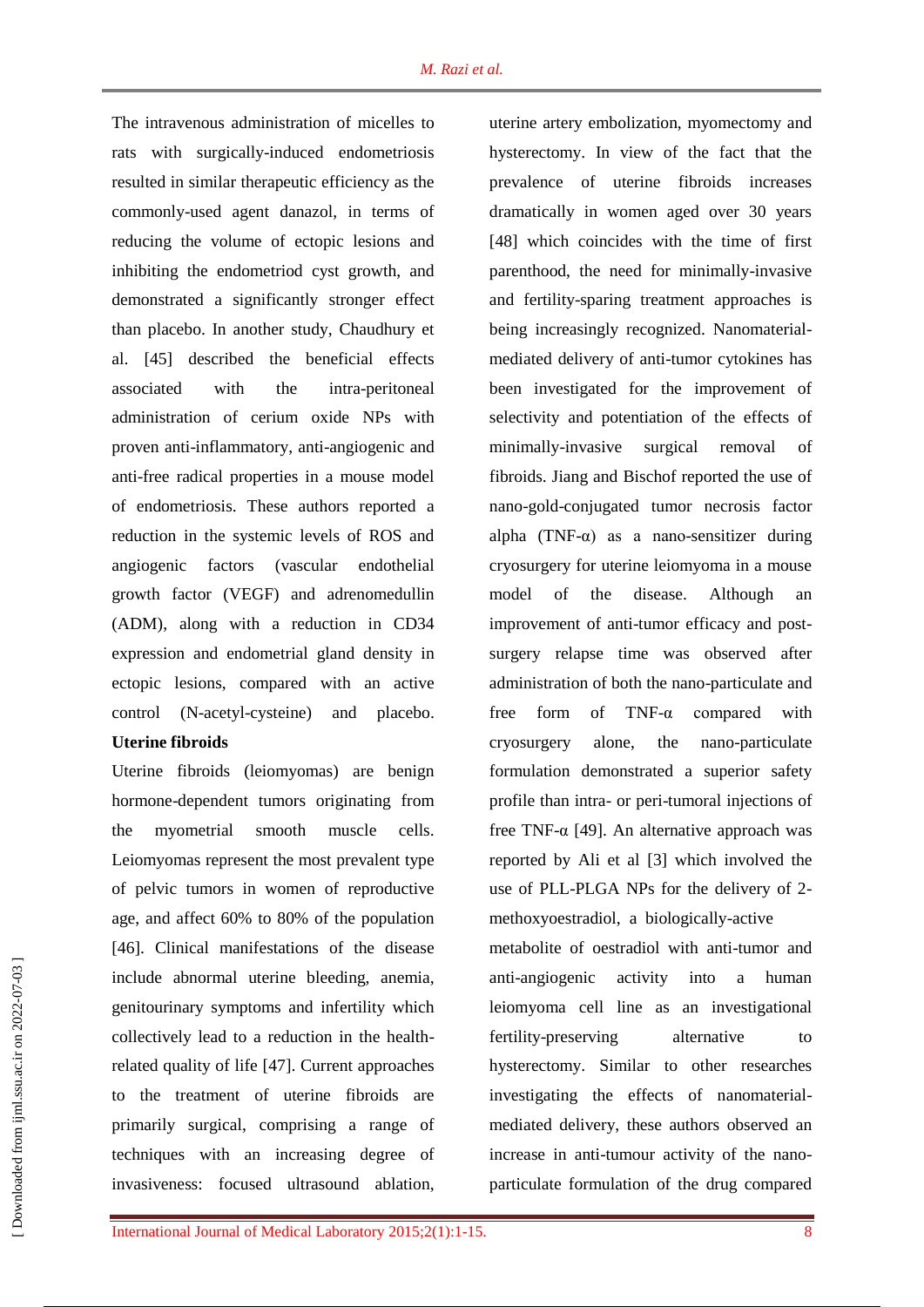The intravenous administration of micelles to rats with surgically-induced endometriosis resulted in similar therapeutic efficiency as the commonly-used agent danazol, in terms of reducing the volume of ectopic lesions and inhibiting the endometriod cyst growth, and demonstrated a significantly stronger effect than placebo. In another study, Chaudhury et al. [45] described the beneficial effects associated with the intra-peritoneal administration of cerium oxide NPs with proven anti-inflammatory, anti-angiogenic and anti-free radical properties in a mouse model of endometriosis. These authors reported a reduction in the systemic levels of ROS and angiogenic factors (vascular endothelial growth factor (VEGF) and adrenomedullin (ADM), along with a reduction in CD34 expression and endometrial gland density in ectopic lesions, compared with an active control (N-acetyl-cysteine) and placebo.

**Uterine fibroids**

Uterine fibroids (leiomyomas) are benign hormone-dependent tumors originating from the myometrial smooth muscle cells. Leiomyomas represent the most prevalent type of pelvic tumors in women of reproductive age, and affect 60% to 80% of the population [46]. Clinical manifestations of the disease include abnormal uterine bleeding, anemia, genitourinary symptoms and infertility which collectively lead to a reduction in the health-related quality of life [47]. Current approaches to the treatment of uterine fibroids are primarily surgical, comprising a range of techniques with an increasing degree of invasiveness: focused ultrasound ablation, uterine artery embolization, myomectomy and hysterectomy. In view of the fact that the prevalence of uterine fibroids increases dramatically in women aged over 30 years [48] which coincides with the time of first parenthood, the need for minimally-invasive and fertility-sparing treatment approaches is being increasingly recognized. Nanomaterial-mediated delivery of anti-tumor cytokines has been investigated for the improvement of selectivity and potentiation of the effects of minimally-invasive surgical removal of fibroids. Jiang and Bischof reported the use of nano-gold-conjugated tumor necrosis factor alpha (TNF-α) as a nano-sensitizer during cryosurgery for uterine leiomyoma in a mouse model of the disease. Although an improvement of anti-tumor efficacy and post-surgery relapse time was observed after administration of both the nano-particulate and free form of TNF-α compared with cryosurgery alone, the nano-particulate formulation demonstrated a superior safety profile than intra- or peri-tumoral injections of free TNF-α [49]. An alternative approach was reported by Ali et al [3] which involved the use of PLL-PLGA NPs for the delivery of 2-methoxyoestradiol, a biologically-active metabolite of oestradiol with anti-tumor and anti-angiogenic activity into a human leiomyoma cell line as an investigational fertility-preserving alternative to hysterectomy. Similar to other researches investigating the effects of nanomaterial-mediated delivery, these authors observed an increase in anti-tumour activity of the nano-particulate formulation of the drug compared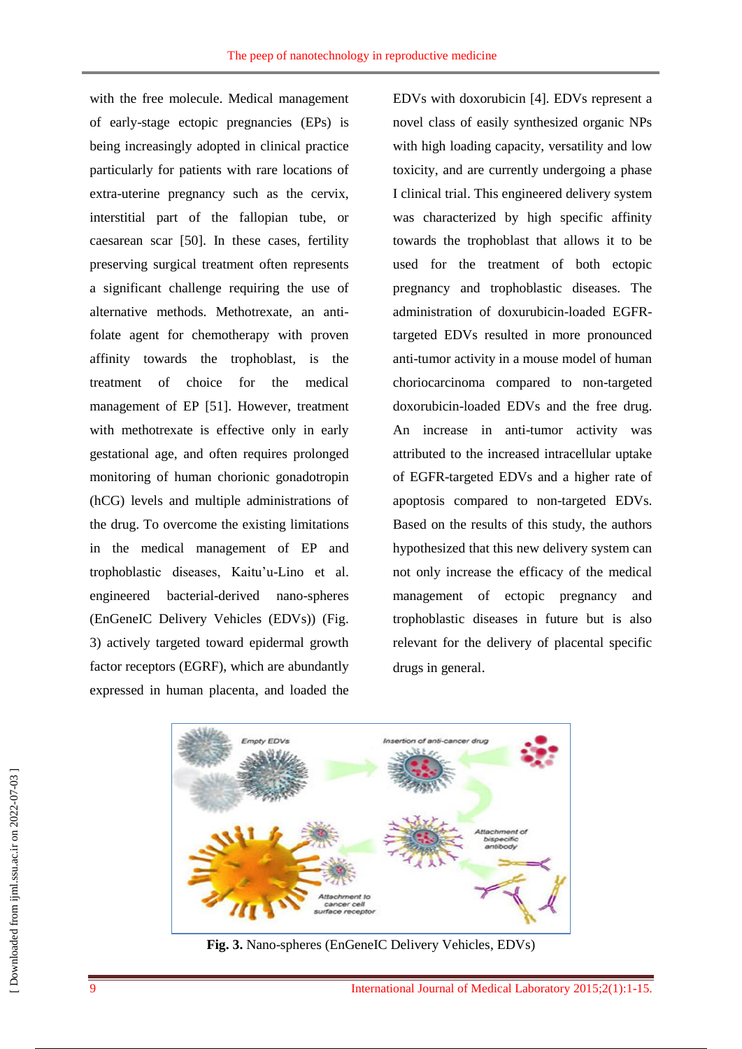with the free molecule. Medical management of early-stage ectopic pregnancies (EPs) is being increasingly adopted in clinical practice particularly for patients with rare locations of extra-uterine pregnancy such as the cervix, interstitial part of the fallopian tube, or caesarean scar [50]. In these cases, fertility preserving surgical treatment often represents a significant challenge requiring the use of alternative methods. Methotrexate, an anti-folate agent for chemotherapy with proven affinity towards the trophoblast, is the treatment of choice for the medical management of EP [51]. However, treatment with methotrexate is effective only in early gestational age, and often requires prolonged monitoring of human chorionic gonadotropin (hCG) levels and multiple administrations of the drug. To overcome the existing limitations in the medical management of EP and trophoblastic diseases, Kaitu'u-Lino et al. engineered bacterial-derived nano-spheres (EnGeneIC Delivery Vehicles (EDVs)) (Fig. 3) actively targeted toward epidermal growth factor receptors (EGRF), which are abundantly expressed in human placenta, and loaded the EDVs with doxorubicin [4]. EDVs represent a novel class of easily synthesized organic NPs with high loading capacity, versatility and low toxicity, and are currently undergoing a phase I clinical trial. This engineered delivery system was characterized by high specific affinity towards the trophoblast that allows it to be used for the treatment of both ectopic pregnancy and trophoblastic diseases. The administration of doxurubicin-loaded EGFR-targeted EDVs resulted in more pronounced anti-tumor activity in a mouse model of human choriocarcinoma compared to non-targeted doxorubicin-loaded EDVs and the free drug. An increase in anti-tumor activity was attributed to the increased intracellular uptake of EGFR-targeted EDVs and a higher rate of apoptosis compared to non-targeted EDVs. Based on the results of this study, the authors hypothesized that this new delivery system can not only increase the efficacy of the medical management of ectopic pregnancy and trophoblastic diseases in future but is also relevant for the delivery of placental specific drugs in general.

**Fig. 3.** Nano-spheres (EnGeneIC Delivery Vehicles, EDVs)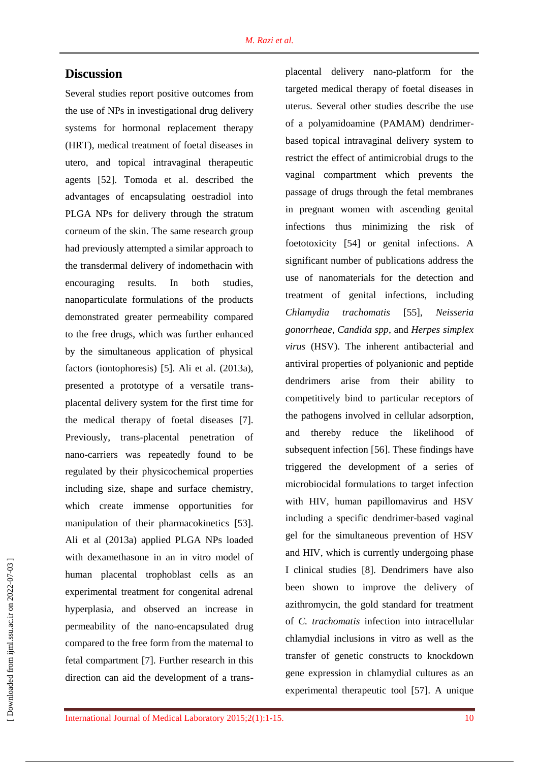## Discussion

Several studies report positive outcomes from the use of NPs in investigational drug delivery systems for hormonal replacement therapy (HRT), medical treatment of foetal diseases in utero, and topical intravaginal therapeutic agents [52]. Tomoda et al. described the advantages of encapsulating oestradiol into PLGA NPs for delivery through the stratum corneum of the skin. The same research group had previously attempted a similar approach to the transdermal delivery of indomethacin with encouraging results. In both studies, nanoparticulate formulations of the products demonstrated greater permeability compared to the free drugs, which was further enhanced by the simultaneous application of physical factors (iontophoresis) [5]. Ali et al. (2013a), presented a prototype of a versatile trans-placental delivery system for the first time for the medical therapy of foetal diseases [7]. Previously, trans-placental penetration of nano-carriers was repeatedly found to be regulated by their physicochemical properties including size, shape and surface chemistry, which create immense opportunities for manipulation of their pharmacokinetics [53]. Ali et al (2013a) applied PLGA NPs loaded with dexamethasone in an in vitro model of human placental trophoblast cells as an experimental treatment for congenital adrenal hyperplasia, and observed an increase in permeability of the nano-encapsulated drug compared to the free form from the maternal to fetal compartment [7]. Further research in this direction can aid the development of a trans-placental delivery nano-platform for the targeted medical therapy of foetal diseases in uterus. Several other studies describe the use of a polyamidoamine (PAMAM) dendrimer-based topical intravaginal delivery system to restrict the effect of antimicrobial drugs to the vaginal compartment which prevents the passage of drugs through the fetal membranes in pregnant women with ascending genital infections thus minimizing the risk of foetotoxicity [54] or genital infections. A significant number of publications address the use of nanomaterials for the detection and treatment of genital infections, including *Chlamydia trachomatis* [55], *Neisseria gonorrheae*, *Candida spp*, and *Herpes simplex virus* (HSV). The inherent antibacterial and antiviral properties of polyanionic and peptide dendrimers arise from their ability to competitively bind to particular receptors of the pathogens involved in cellular adsorption, and thereby reduce the likelihood of subsequent infection [56]. These findings have triggered the development of a series of microbiocidal formulations to target infection with HIV, human papillomavirus and HSV including a specific dendrimer-based vaginal gel for the simultaneous prevention of HSV and HIV, which is currently undergoing phase I clinical studies [8]. Dendrimers have also been shown to improve the delivery of azithromycin, the gold standard for treatment of *C. trachomatis* infection into intracellular chlamydial inclusions in vitro as well as the transfer of genetic constructs to knockdown gene expression in chlamydial cultures as an experimental therapeutic tool [57]. A unique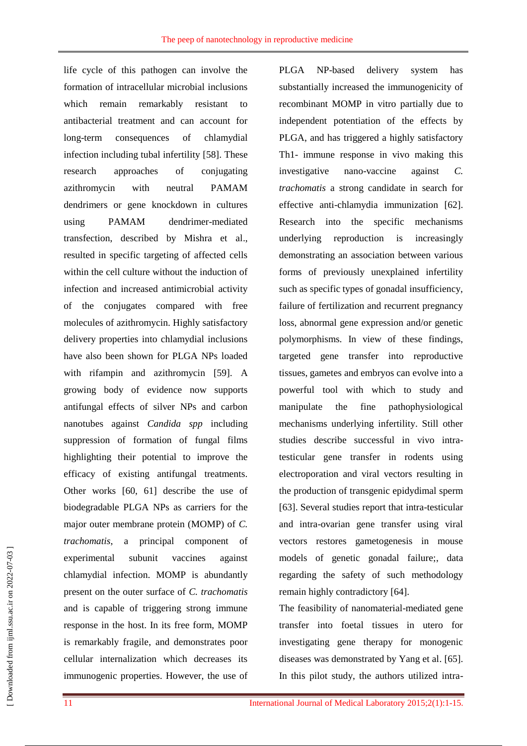life cycle of this pathogen can involve the formation of intracellular microbial inclusions which remain remarkably resistant to antibacterial treatment and can account for long-term consequences of chlamydial infection including tubal infertility [58]. These research approaches of conjugating azithromycin with neutral PAMAM dendrimers or gene knockdown in cultures using PAMAM dendrimer-mediated transfection, described by Mishra et al., resulted in specific targeting of affected cells within the cell culture without the induction of infection and increased antimicrobial activity of the conjugates compared with free molecules of azithromycin. Highly satisfactory delivery properties into chlamydial inclusions have also been shown for PLGA NPs loaded with rifampin and azithromycin [59]. A growing body of evidence now supports antifungal effects of silver NPs and carbon nanotubes against *Candida spp* including suppression of formation of fungal films highlighting their potential to improve the efficacy of existing antifungal treatments. Other works [60, 61] describe the use of biodegradable PLGA NPs as carriers for the major outer membrane protein (MOMP) of *C. trachomatis*, a principal component of experimental subunit vaccines against chlamydial infection. MOMP is abundantly present on the outer surface of *C. trachomatis* and is capable of triggering strong immune response in the host. In its free form, MOMP is remarkably fragile, and demonstrates poor cellular internalization which decreases its immunogenic properties. However, the use of PLGA NP-based delivery system has substantially increased the immunogenicity of recombinant MOMP in vitro partially due to independent potentiation of the effects by PLGA, and has triggered a highly satisfactory Th1- immune response in vivo making this investigative nano-vaccine against *C. trachomatis* a strong candidate in search for effective anti-chlamydia immunization [62]. Research into the specific mechanisms underlying reproduction is increasingly demonstrating an association between various forms of previously unexplained infertility such as specific types of gonadal insufficiency, failure of fertilization and recurrent pregnancy loss, abnormal gene expression and/or genetic polymorphisms. In view of these findings, targeted gene transfer into reproductive tissues, gametes and embryos can evolve into a powerful tool with which to study and manipulate the fine pathophysiological mechanisms underlying infertility. Still other studies describe successful in vivo intra-testicular gene transfer in rodents using electroporation and viral vectors resulting in the production of transgenic epidydimal sperm [63]. Several studies report that intra-testicular and intra-ovarian gene transfer using viral vectors restores gametogenesis in mouse models of genetic gonadal failure;, data regarding the safety of such methodology remain highly contradictory [64].

The feasibility of nanomaterial-mediated gene transfer into foetal tissues in utero for investigating gene therapy for monogenic diseases was demonstrated by Yang et al. [65]. In this pilot study, the authors utilized intra-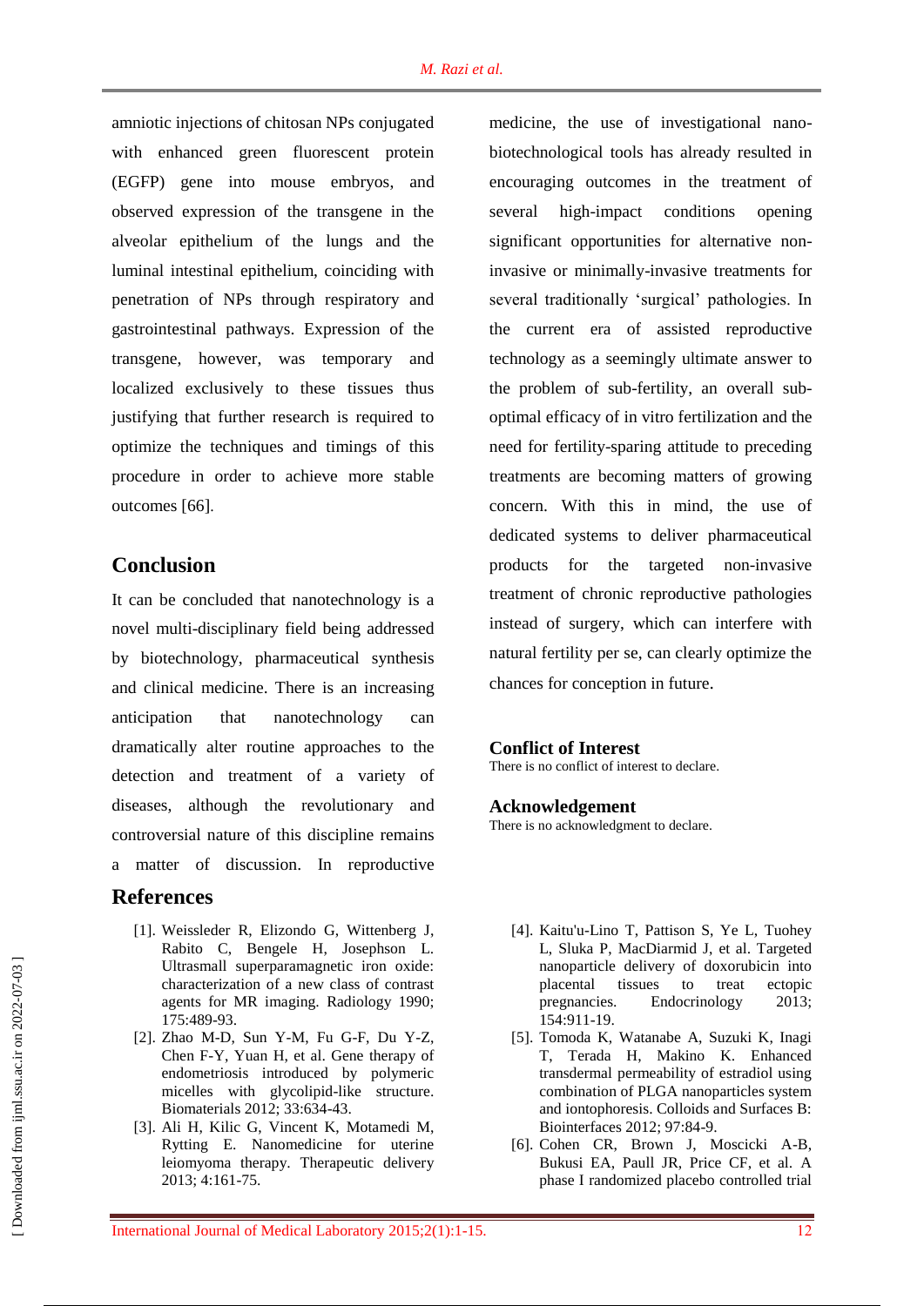amniotic injections of chitosan NPs conjugated with enhanced green fluorescent protein (EGFP) gene into mouse embryos, and observed expression of the transgene in the alveolar epithelium of the lungs and the luminal intestinal epithelium, coinciding with penetration of NPs through respiratory and gastrointestinal pathways. Expression of the transgene, however, was temporary and localized exclusively to these tissues thus justifying that further research is required to optimize the techniques and timings of this procedure in order to achieve more stable outcomes [66].

## Conclusion

It can be concluded that nanotechnology is a novel multi-disciplinary field being addressed by biotechnology, pharmaceutical synthesis and clinical medicine. There is an increasing anticipation that nanotechnology can dramatically alter routine approaches to the detection and treatment of a variety of diseases, although the revolutionary and controversial nature of this discipline remains a matter of discussion. In reproductive medicine, the use of investigational nano-biotechnological tools has already resulted in encouraging outcomes in the treatment of several high-impact conditions opening significant opportunities for alternative non-invasive or minimally-invasive treatments for several traditionally 'surgical' pathologies. In the current era of assisted reproductive technology as a seemingly ultimate answer to the problem of sub-fertility, an overall sub-optimal efficacy of in vitro fertilization and the need for fertility-sparing attitude to preceding treatments are becoming matters of growing concern. With this in mind, the use of dedicated systems to deliver pharmaceutical products for the targeted non-invasive treatment of chronic reproductive pathologies instead of surgery, which can interfere with natural fertility per se, can clearly optimize the chances for conception in future.

## Conflict of Interest

There is no conflict of interest to declare.

## Acknowledgement

There is no acknowledgment to declare.

## References

[1]. Weissleder R, Elizondo G, Wittenberg J, Rabito C, Bengele H, Josephson L. Ultrasmall superparamagnetic iron oxide: characterization of a new class of contrast agents for MR imaging. Radiology 1990; 175:489-93.

[2]. Zhao M-D, Sun Y-M, Fu G-F, Du Y-Z, Chen F-Y, Yuan H, et al. Gene therapy of endometriosis introduced by polymeric micelles with glycolipid-like structure. Biomaterials 2012; 33:634-43.

[3]. Ali H, Kilic G, Vincent K, Motamedi M, Rytting E. Nanomedicine for uterine leiomyoma therapy. Therapeutic delivery 2013; 4:161-75.

[4]. Kaitu'u-Lino T, Pattison S, Ye L, Tuohey L, Sluka P, MacDiarmid J, et al. Targeted nanoparticle delivery of doxorubicin into placental tissues to treat ectopic pregnancies. Endocrinology 2013; 154:911-19.

[5]. Tomoda K, Watanabe A, Suzuki K, Inagi T, Terada H, Makino K. Enhanced transdermal permeability of estradiol using combination of PLGA nanoparticles system and iontophoresis. Colloids and Surfaces B: Biointerfaces 2012; 97:84-9.

[6]. Cohen CR, Brown J, Moscicki A-B, Bukusi EA, Paull JR, Price CF, et al. A phase I randomized placebo controlled trial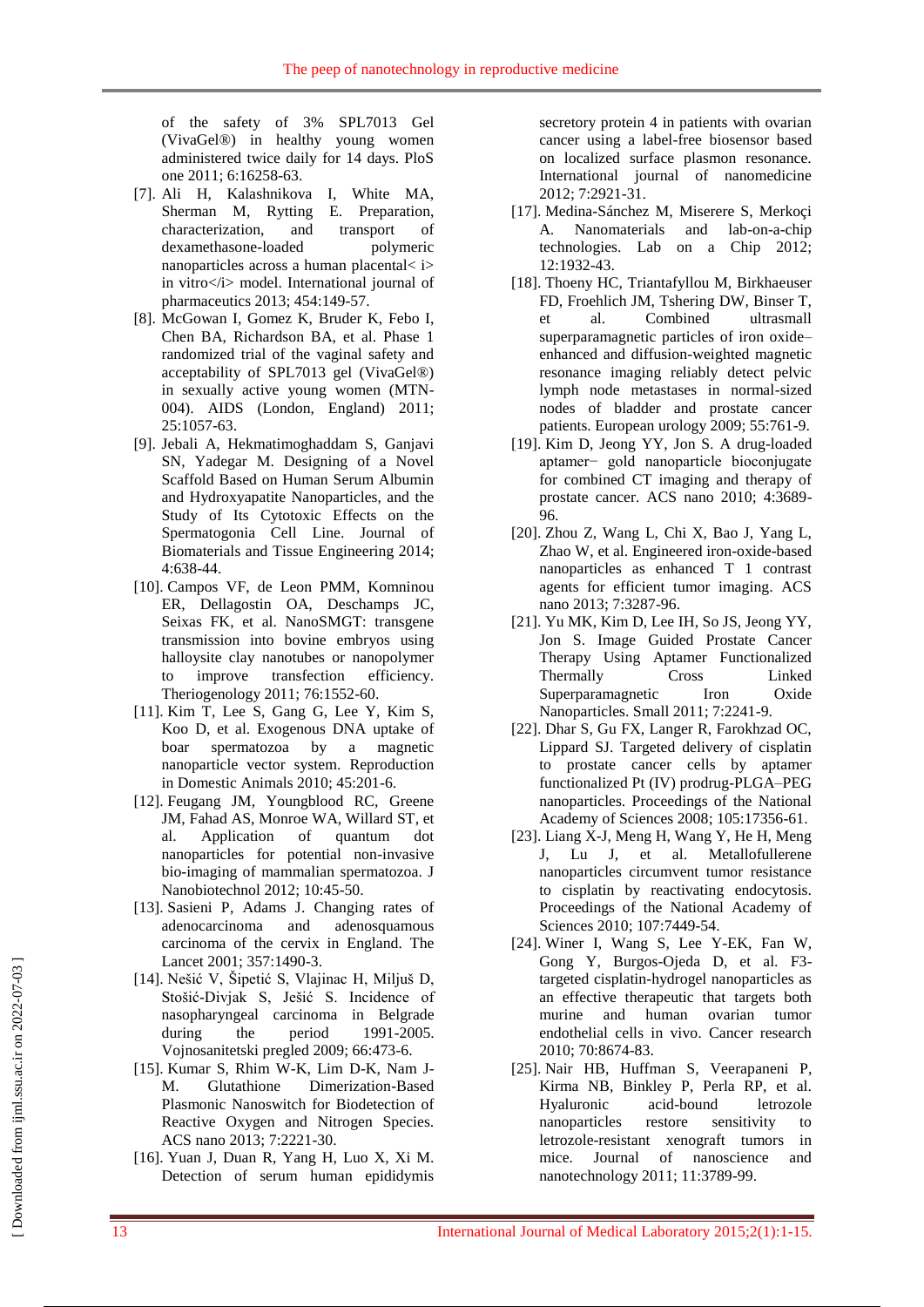of the safety of 3% SPL7013 Gel (VivaGel®) in healthy young women administered twice daily for 14 days. PloS one 2011; 6:16258-63.

[7]. Ali H, Kalashnikova I, White MA, Sherman M, Rytting E. Preparation, characterization, and transport of dexamethasone-loaded polymeric nanoparticles across a human placental< i> in vitro</i> model. International journal of pharmaceutics 2013; 454:149-57.

[8]. McGowan I, Gomez K, Bruder K, Febo I, Chen BA, Richardson BA, et al. Phase 1 randomized trial of the vaginal safety and acceptability of SPL7013 gel (VivaGel®) in sexually active young women (MTN-004). AIDS (London, England) 2011; 25:1057-63.

[9]. Jebali A, Hekmatimoghaddam S, Ganjavi SN, Yadegar M. Designing of a Novel Scaffold Based on Human Serum Albumin and Hydroxyapatite Nanoparticles, and the Study of Its Cytotoxic Effects on the Spermatogonia Cell Line. Journal of Biomaterials and Tissue Engineering 2014; 4:638-44.

[10]. Campos VF, de Leon PMM, Komninou ER, Dellagostin OA, Deschamps JC, Seixas FK, et al. NanoSMGT: transgene transmission into bovine embryos using halloysite clay nanotubes or nanopolymer to improve transfection efficiency. Theriogenology 2011; 76:1552-60.

[11]. Kim T, Lee S, Gang G, Lee Y, Kim S, Koo D, et al. Exogenous DNA uptake of boar spermatozoa by a magnetic nanoparticle vector system. Reproduction in Domestic Animals 2010; 45:201-6.

[12]. Feugang JM, Youngblood RC, Greene JM, Fahad AS, Monroe WA, Willard ST, et al. Application of quantum dot nanoparticles for potential non-invasive bio-imaging of mammalian spermatozoa. J Nanobiotechnol 2012; 10:45-50.

[13]. Sasieni P, Adams J. Changing rates of adenocarcinoma and adenosquamous carcinoma of the cervix in England. The Lancet 2001; 357:1490-3.

[14]. Nešić V, Šipetić S, Vlajinac H, Miljuš D, Stošić-Divjak S, Ješić S. Incidence of nasopharyngeal carcinoma in Belgrade during the period 1991-2005. Vojnosanitetski pregled 2009; 66:473-6.

[15]. Kumar S, Rhim W-K, Lim D-K, Nam J-M. Glutathione Dimerization-Based Plasmonic Nanoswitch for Biodetection of Reactive Oxygen and Nitrogen Species. ACS nano 2013; 7:2221-30.

[16]. Yuan J, Duan R, Yang H, Luo X, Xi M. Detection of serum human epididymis secretory protein 4 in patients with ovarian cancer using a label-free biosensor based on localized surface plasmon resonance. International journal of nanomedicine 2012; 7:2921-31.

[17]. Medina-Sánchez M, Miserere S, Merkoçi A. Nanomaterials and lab-on-a-chip technologies. Lab on a Chip 2012; 12:1932-43.

[18]. Thoeny HC, Triantafyllou M, Birkhaeuser FD, Froehlich JM, Tshering DW, Binser T, et al. Combined ultrasmall superparamagnetic particles of iron oxide–enhanced and diffusion-weighted magnetic resonance imaging reliably detect pelvic lymph node metastases in normal-sized nodes of bladder and prostate cancer patients. European urology 2009; 55:761-9.

[19]. Kim D, Jeong YY, Jon S. A drug-loaded aptamer− gold nanoparticle bioconjugate for combined CT imaging and therapy of prostate cancer. ACS nano 2010; 4:3689-96.

[20]. Zhou Z, Wang L, Chi X, Bao J, Yang L, Zhao W, et al. Engineered iron-oxide-based nanoparticles as enhanced T 1 contrast agents for efficient tumor imaging. ACS nano 2013; 7:3287-96.

[21]. Yu MK, Kim D, Lee IH, So JS, Jeong YY, Jon S. Image Guided Prostate Cancer Therapy Using Aptamer Functionalized Thermally Cross Linked Superparamagnetic Iron Oxide Nanoparticles. Small 2011; 7:2241-9.

[22]. Dhar S, Gu FX, Langer R, Farokhzad OC, Lippard SJ. Targeted delivery of cisplatin to prostate cancer cells by aptamer functionalized Pt (IV) prodrug-PLGA–PEG nanoparticles. Proceedings of the National Academy of Sciences 2008; 105:17356-61.

[23]. Liang X-J, Meng H, Wang Y, He H, Meng J, Lu J, et al. Metallofullerene nanoparticles circumvent tumor resistance to cisplatin by reactivating endocytosis. Proceedings of the National Academy of Sciences 2010; 107:7449-54.

[24]. Winer I, Wang S, Lee Y-EK, Fan W, Gong Y, Burgos-Ojeda D, et al. F3-targeted cisplatin-hydrogel nanoparticles as an effective therapeutic that targets both murine and human ovarian tumor endothelial cells in vivo. Cancer research 2010; 70:8674-83.

[25]. Nair HB, Huffman S, Veerapaneni P, Kirma NB, Binkley P, Perla RP, et al. Hyaluronic acid-bound letrozole nanoparticles restore sensitivity to letrozole-resistant xenograft tumors in mice. Journal of nanoscience and nanotechnology 2011; 11:3789-99.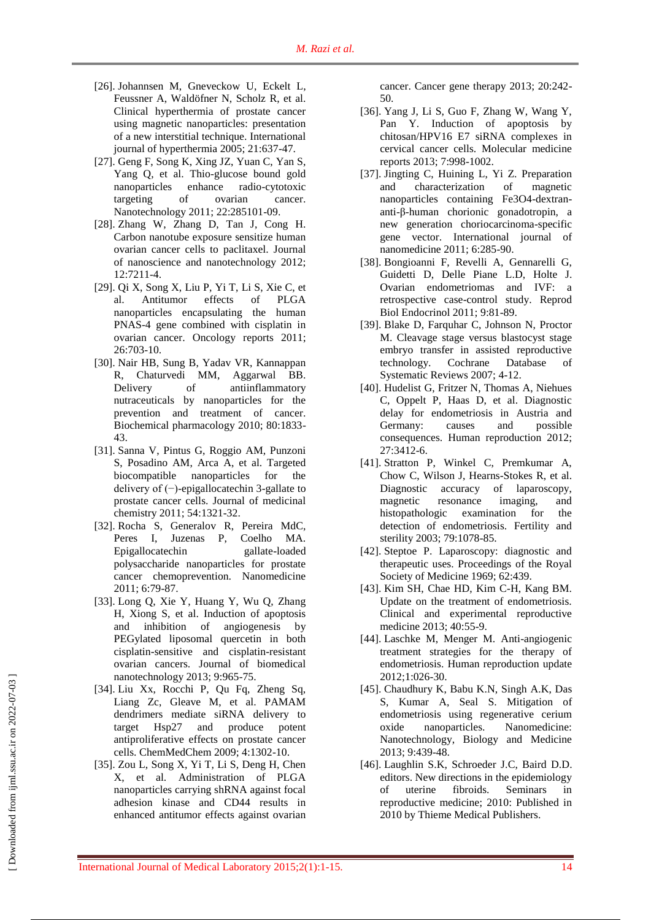[26]. Johannsen M, Gneveckow U, Eckelt L, Feussner A, Waldöfner N, Scholz R, et al. Clinical hyperthermia of prostate cancer using magnetic nanoparticles: presentation of a new interstitial technique. International journal of hyperthermia 2005; 21:637-47.

[27]. Geng F, Song K, Xing JZ, Yuan C, Yan S, Yang Q, et al. Thio-glucose bound gold nanoparticles enhance radio-cytotoxic targeting of ovarian cancer. Nanotechnology 2011; 22:285101-09.

[28]. Zhang W, Zhang D, Tan J, Cong H. Carbon nanotube exposure sensitize human ovarian cancer cells to paclitaxel. Journal of nanoscience and nanotechnology 2012; 12:7211-4.

[29]. Qi X, Song X, Liu P, Yi T, Li S, Xie C, et al. Antitumor effects of PLGA nanoparticles encapsulating the human PNAS-4 gene combined with cisplatin in ovarian cancer. Oncology reports 2011; 26:703-10.

[30]. Nair HB, Sung B, Yadav VR, Kannappan R, Chaturvedi MM, Aggarwal BB. Delivery of antiinflammatory nutraceuticals by nanoparticles for the prevention and treatment of cancer. Biochemical pharmacology 2010; 80:1833-43.

[31]. Sanna V, Pintus G, Roggio AM, Punzoni S, Posadino AM, Arca A, et al. Targeted biocompatible nanoparticles for the delivery of (−)-epigallocatechin 3-gallate to prostate cancer cells. Journal of medicinal chemistry 2011; 54:1321-32.

[32]. Rocha S, Generalov R, Pereira MdC, Peres I, Juzenas P, Coelho MA. Epigallocatechin gallate-loaded polysaccharide nanoparticles for prostate cancer chemoprevention. Nanomedicine 2011; 6:79-87.

[33]. Long Q, Xie Y, Huang Y, Wu Q, Zhang H, Xiong S, et al. Induction of apoptosis and inhibition of angiogenesis by PEGylated liposomal quercetin in both cisplatin-sensitive and cisplatin-resistant ovarian cancers. Journal of biomedical nanotechnology 2013; 9:965-75.

[34]. Liu Xx, Rocchi P, Qu Fq, Zheng Sq, Liang Zc, Gleave M, et al. PAMAM dendrimers mediate siRNA delivery to target Hsp27 and produce potent antiproliferative effects on prostate cancer cells. ChemMedChem 2009; 4:1302-10.

[35]. Zou L, Song X, Yi T, Li S, Deng H, Chen X, et al. Administration of PLGA nanoparticles carrying shRNA against focal adhesion kinase and CD44 results in enhanced antitumor effects against ovarian cancer. Cancer gene therapy 2013; 20:242-50.

[36]. Yang J, Li S, Guo F, Zhang W, Wang Y, Pan Y. Induction of apoptosis by chitosan/HPV16 E7 siRNA complexes in cervical cancer cells. Molecular medicine reports 2013; 7:998-1002.

[37]. Jingting C, Huining L, Yi Z. Preparation and characterization of magnetic nanoparticles containing $Fe_3O_4$-dextran-anti-β-human chorionic gonadotropin, a new generation choriocarcinoma-specific gene vector. International journal of nanomedicine 2011; 6:285-90.

[38]. Bongioanni F, Revelli A, Gennarelli G, Guidetti D, Delle Piane L.D, Holte J. Ovarian endometriomas and IVF: a retrospective case-control study. Reprod Biol Endocrinol 2011; 9:81-89.

[39]. Blake D, Farquhar C, Johnson N, Proctor M. Cleavage stage versus blastocyst stage embryo transfer in assisted reproductive technology. Cochrane Database of Systematic Reviews 2007; 4-12.

[40]. Hudelist G, Fritzer N, Thomas A, Niehues C, Oppelt P, Haas D, et al. Diagnostic delay for endometriosis in Austria and Germany: causes and possible consequences. Human reproduction 2012; 27:3412-6.

[41]. Stratton P, Winkel C, Premkumar A, Chow C, Wilson J, Hearns-Stokes R, et al. Diagnostic accuracy of laparoscopy, magnetic resonance imaging, and histopathologic examination for the detection of endometriosis. Fertility and sterility 2003; 79:1078-85.

[42]. Steptoe P. Laparoscopy: diagnostic and therapeutic uses. Proceedings of the Royal Society of Medicine 1969; 62:439.

[43]. Kim SH, Chae HD, Kim C-H, Kang BM. Update on the treatment of endometriosis. Clinical and experimental reproductive medicine 2013; 40:55-9.

[44]. Laschke M, Menger M. Anti-angiogenic treatment strategies for the therapy of endometriosis. Human reproduction update 2012;1:026-30.

[45]. Chaudhury K, Babu K.N, Singh A.K, Das S, Kumar A, Seal S. Mitigation of endometriosis using regenerative cerium oxide nanoparticles. Nanomedicine: Nanotechnology, Biology and Medicine 2013; 9:439-48.

[46]. Laughlin S.K, Schroeder J.C, Baird D.D. editors. New directions in the epidemiology of uterine fibroids. Seminars in reproductive medicine; 2010: Published in 2010 by Thieme Medical Publishers.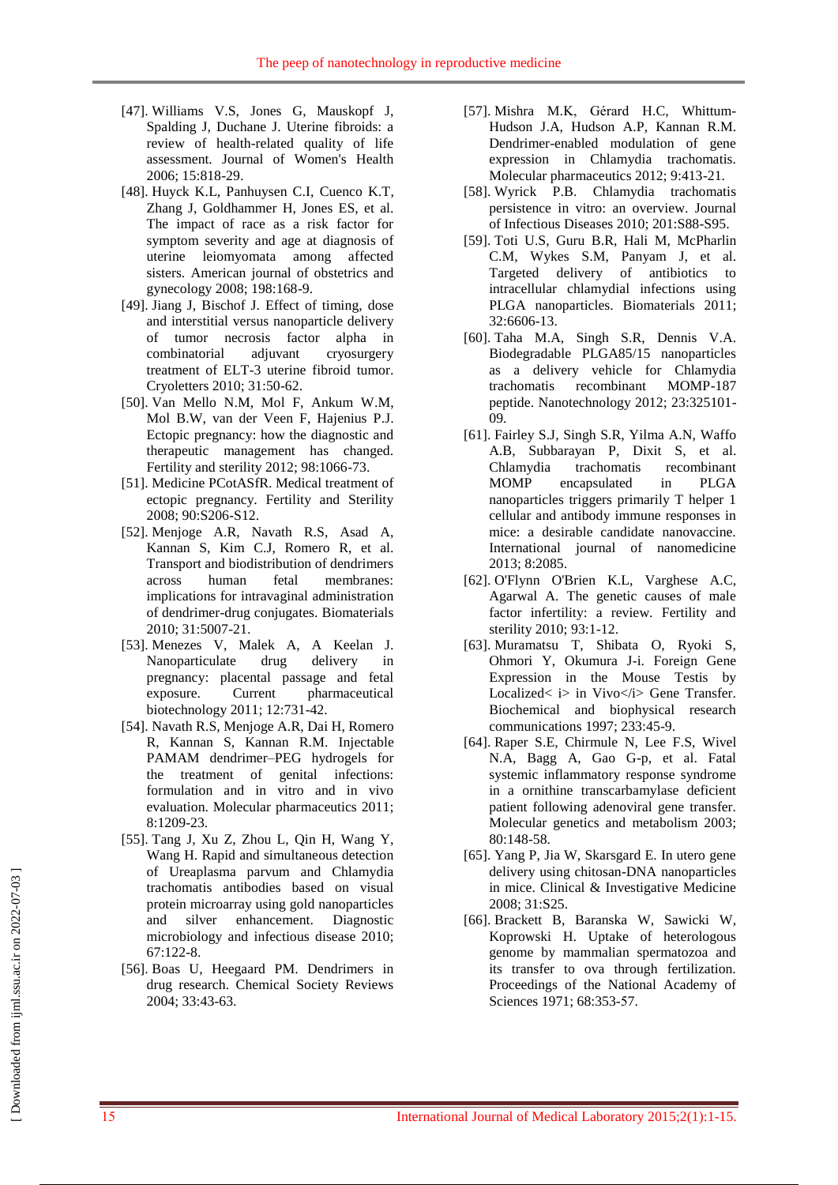[47]. Williams V.S, Jones G, Mauskopf J, Spalding J, Duchane J. Uterine fibroids: a review of health-related quality of life assessment. Journal of Women's Health 2006; 15:818-29.

[48]. Huyck K.L, Panhuysen C.I, Cuenco K.T, Zhang J, Goldhammer H, Jones ES, et al. The impact of race as a risk factor for symptom severity and age at diagnosis of uterine leiomyomata among affected sisters. American journal of obstetrics and gynecology 2008; 198:168-9.

[49]. Jiang J, Bischof J. Effect of timing, dose and interstitial versus nanoparticle delivery of tumor necrosis factor alpha in combinatorial adjuvant cryosurgery treatment of ELT-3 uterine fibroid tumor. Cryoletters 2010; 31:50-62.

[50]. Van Mello N.M, Mol F, Ankum W.M, Mol B.W, van der Veen F, Hajenius P.J. Ectopic pregnancy: how the diagnostic and therapeutic management has changed. Fertility and sterility 2012; 98:1066-73.

[51]. Medicine PCotASfR. Medical treatment of ectopic pregnancy. Fertility and Sterility 2008; 90:S206-S12.

[52]. Menjoge A.R, Navath R.S, Asad A, Kannan S, Kim C.J, Romero R, et al. Transport and biodistribution of dendrimers across human fetal membranes: implications for intravaginal administration of dendrimer-drug conjugates. Biomaterials 2010; 31:5007-21.

[53]. Menezes V, Malek A, A Keelan J. Nanoparticulate drug delivery in pregnancy: placental passage and fetal exposure. Current pharmaceutical biotechnology 2011; 12:731-42.

[54]. Navath R.S, Menjoge A.R, Dai H, Romero R, Kannan S, Kannan R.M. Injectable PAMAM dendrimer–PEG hydrogels for the treatment of genital infections: formulation and in vitro and in vivo evaluation. Molecular pharmaceutics 2011; 8:1209-23.

[55]. Tang J, Xu Z, Zhou L, Qin H, Wang Y, Wang H. Rapid and simultaneous detection of Ureaplasma parvum and Chlamydia trachomatis antibodies based on visual protein microarray using gold nanoparticles and silver enhancement. Diagnostic microbiology and infectious disease 2010; 67:122-8.

[56]. Boas U, Heegaard PM. Dendrimers in drug research. Chemical Society Reviews 2004; 33:43-63.

[57]. Mishra M.K, Gérard H.C, Whittum-Hudson J.A, Hudson A.P, Kannan R.M. Dendrimer-enabled modulation of gene expression in Chlamydia trachomatis. Molecular pharmaceutics 2012; 9:413-21.

[58]. Wyrick P.B. Chlamydia trachomatis persistence in vitro: an overview. Journal of Infectious Diseases 2010; 201:S88-S95.

[59]. Toti U.S, Guru B.R, Hali M, McPharlin C.M, Wykes S.M, Panyam J, et al. Targeted delivery of antibiotics to intracellular chlamydial infections using PLGA nanoparticles. Biomaterials 2011; 32:6606-13.

[60]. Taha M.A, Singh S.R, Dennis V.A. Biodegradable PLGA85/15 nanoparticles as a delivery vehicle for Chlamydia trachomatis recombinant MOMP-187 peptide. Nanotechnology 2012; 23:325101-09.

[61]. Fairley S.J, Singh S.R, Yilma A.N, Waffo A.B, Subbarayan P, Dixit S, et al. Chlamydia trachomatis recombinant MOMP encapsulated in PLGA nanoparticles triggers primarily T helper 1 cellular and antibody immune responses in mice: a desirable candidate nanovaccine. International journal of nanomedicine 2013; 8:2085.

[62]. O'Flynn O'Brien K.L, Varghese A.C, Agarwal A. The genetic causes of male factor infertility: a review. Fertility and sterility 2010; 93:1-12.

[63]. Muramatsu T, Shibata O, Ryoki S, Ohmori Y, Okumura J-i. Foreign Gene Expression in the Mouse Testis by Localized< i> in Vivo</i> Gene Transfer. Biochemical and biophysical research communications 1997; 233:45-9.

[64]. Raper S.E, Chirmule N, Lee F.S, Wivel N.A, Bagg A, Gao G-p, et al. Fatal systemic inflammatory response syndrome in a ornithine transcarbamylase deficient patient following adenoviral gene transfer. Molecular genetics and metabolism 2003; 80:148-58.

[65]. Yang P, Jia W, Skarsgard E. In utero gene delivery using chitosan-DNA nanoparticles in mice. Clinical & Investigative Medicine 2008; 31:S25.

[66]. Brackett B, Baranska W, Sawicki W, Koprowski H. Uptake of heterologous genome by mammalian spermatozoa and its transfer to ova through fertilization. Proceedings of the National Academy of Sciences 1971; 68:353-57.